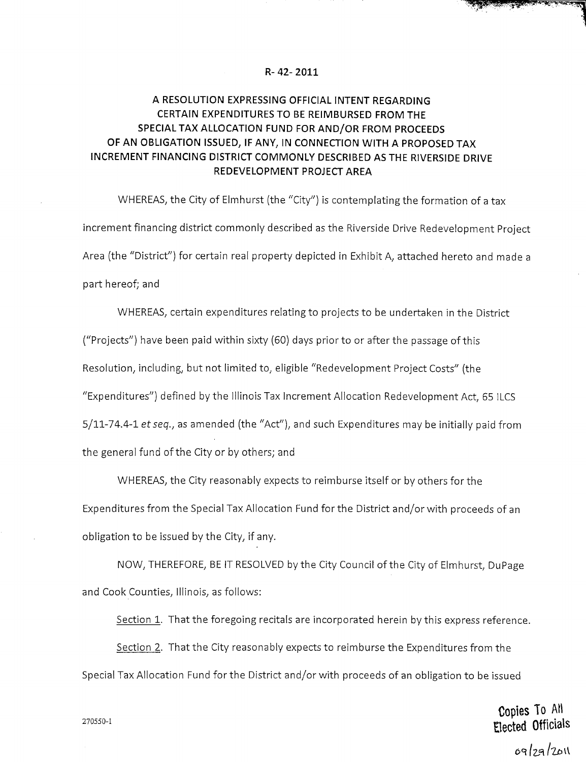R- 42- 2011

# A RESOLUTION EXPRESSING OFFICIAL INTENT REGARDING CERTAIN EXPENDITURES TO BE REIMBURSED FROM THE SPECIAL TAX ALLOCATION FUND FOR AND/OR FROM PROCEEDS OF AN OBLIGATION ISSUED, IF ANY, IN CONNECTION WITH A PROPOSED TAX INCREMENT FINANCING DISTRICT COMMONLY DESCRIBED AS THE RIVERSIDE DRIVE REDEVELOPMENT PROJECT AREA

WHEREAS, the City of Elmhurst (the "City") is contemplating the formation of a tax increment financing district commonly described as the Riverside Drive Redevelopment Project Area (the "District") for certain real property depicted in Exhibit A, attached hereto and made a part hereof; and

WHEREAS, certain expenditures relating to projects to be undertaken in the District ("Projects") have been paid within sixty (60) days prior to or after the passage of this Resolution, including, but not limited to, eligible "Redevelopment Project Costs" (the "Expenditures") defined by the Illinois Tax Increment Allocation Redevelopment Act, 65 ILCS 5/11-74.4-1 *et seq.*, as amended (the "Act"), and such Expenditures may be initially paid from the general fund of the City or by others; and

WHEREAS, the City reasonably expects to reimburse itself or by others for the Expenditures from the Special Tax Allocation Fund for the District and/or with proceeds of an obligation to be issued by the City, if any.

NOW, THEREFORE, BE IT RESOLVED by the City Council of the City of Elmhurst, DuPage and Cook Counties, Illinois, as follows:

Section 1. That the foregoing recitals are incorporated herein by this express reference.

Section 2. That the City reasonably expects to reimburse the Expenditures from the Special Tax Allocation Fund for the District and/or with proceeds of an obligation to be issued

270550-1

Copies To All Elected Officials

09/29/2011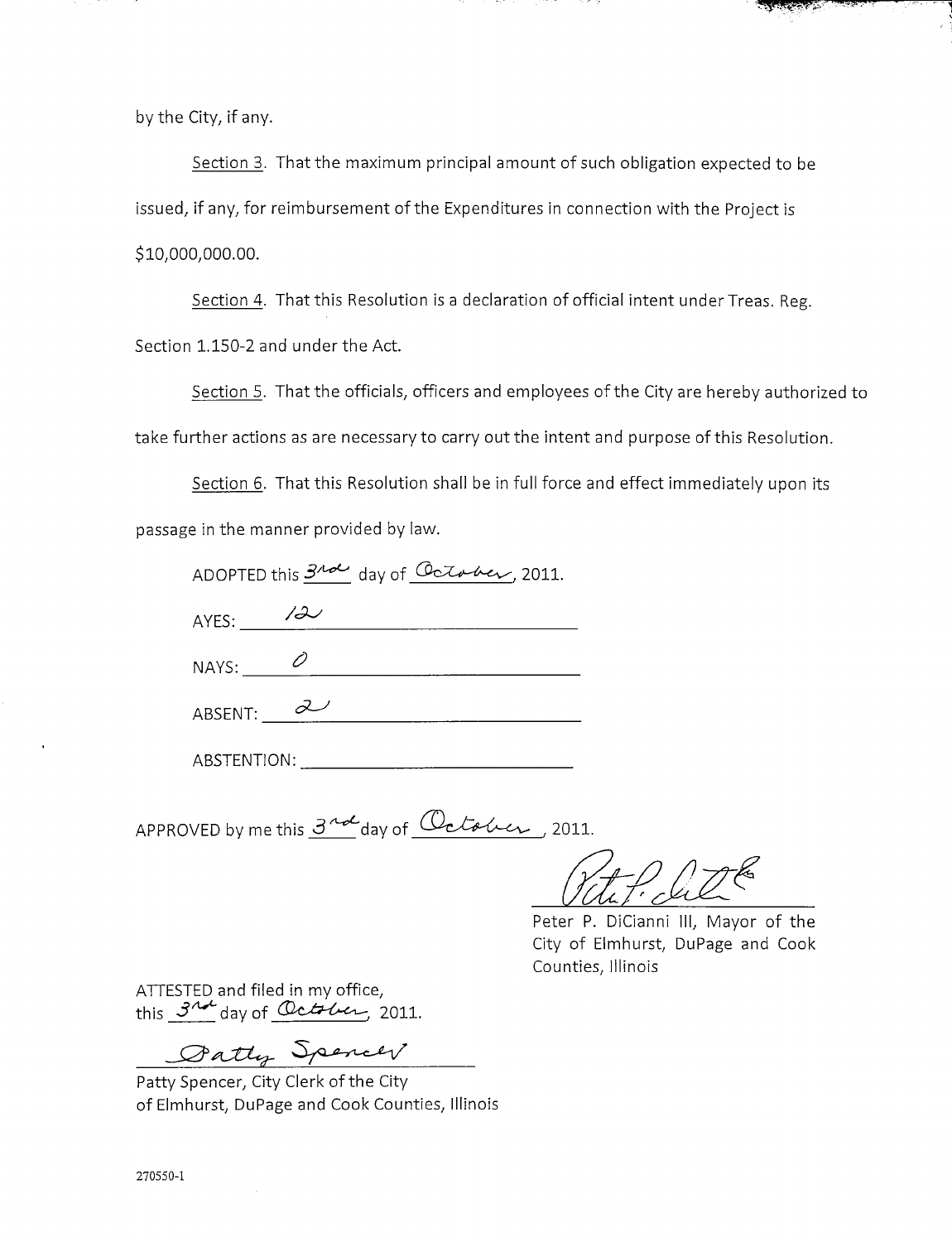by the City, if any.

Section 3. That the maximum principal amount of such obligation expected to be issued, if any, for reimbursement of the Expenditures in connection with the Project is $10,000,000.00.

Section 4. That this Resolution is a declaration of official intent under Treas. Reg. Section 1.150-2 and under the Act.

Section 5. That the officials, officers and employees of the City are hereby authorized to take further actions as are necessary to carry out the intent and purpose of this Resolution.

Section 6. That this Resolution shall be in full force and effect immediately upon its passage in the manner provided by law.

ADOPTED this 3rd day of October, 2011.

AYES: 12

NAYS: 0

ABSENT: 2

ABSTENTION: ______________________

APPROVED by me this 3rd day of October, 2011.

Peter P. DiCianni III, Mayor of the City of Elmhurst, DuPage and Cook Counties, Illinois

ATTESTED and filed in my office, this 3rd day of October, 2011.

Patty Spencer

Patty Spencer, City Clerk of the City of Elmhurst, DuPage and Cook Counties, Illinois

270550-1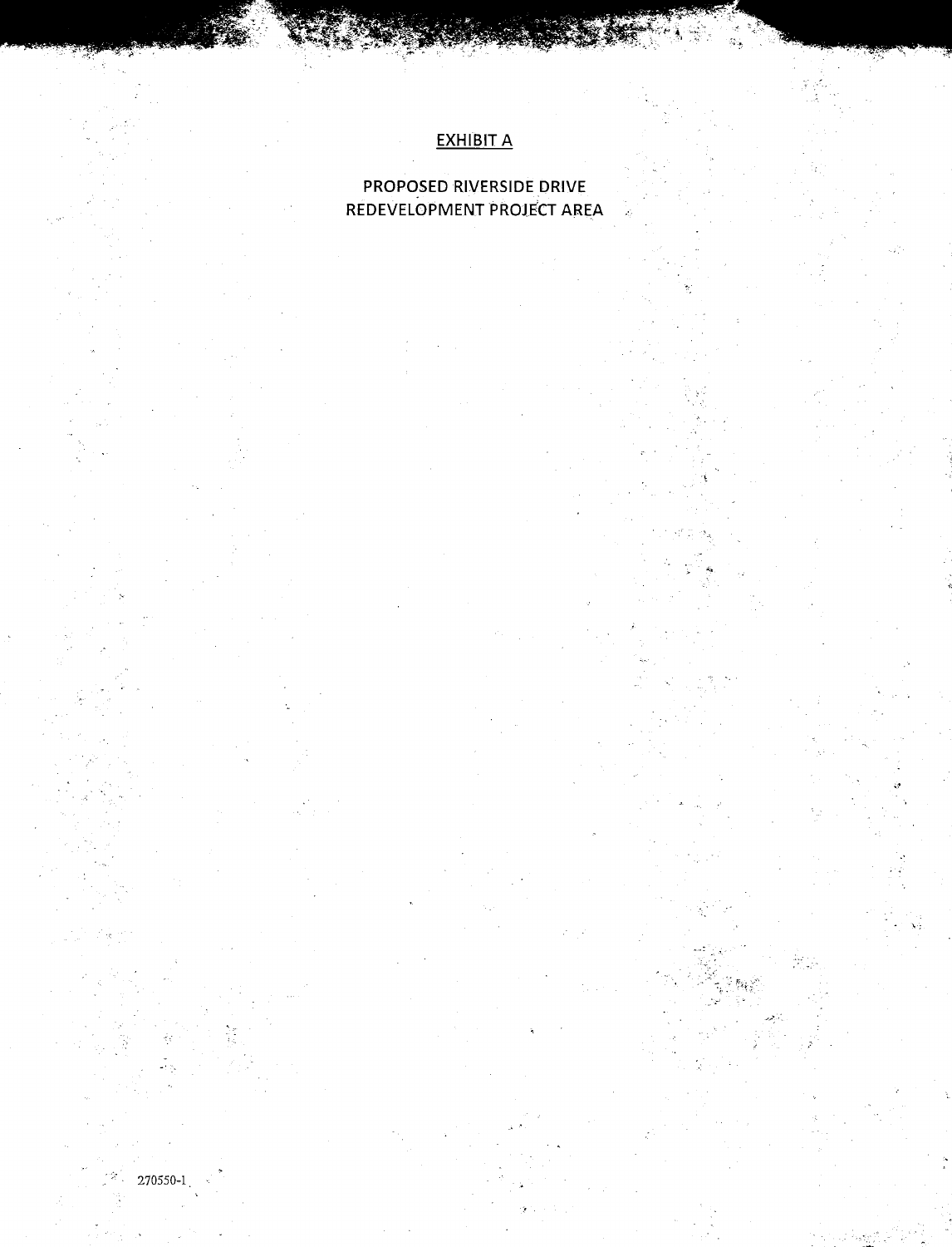# EXHIBIT A

## PROPOSED RIVERSIDE DRIVE REDEVELOPMENT PROJECT AREA

270550-1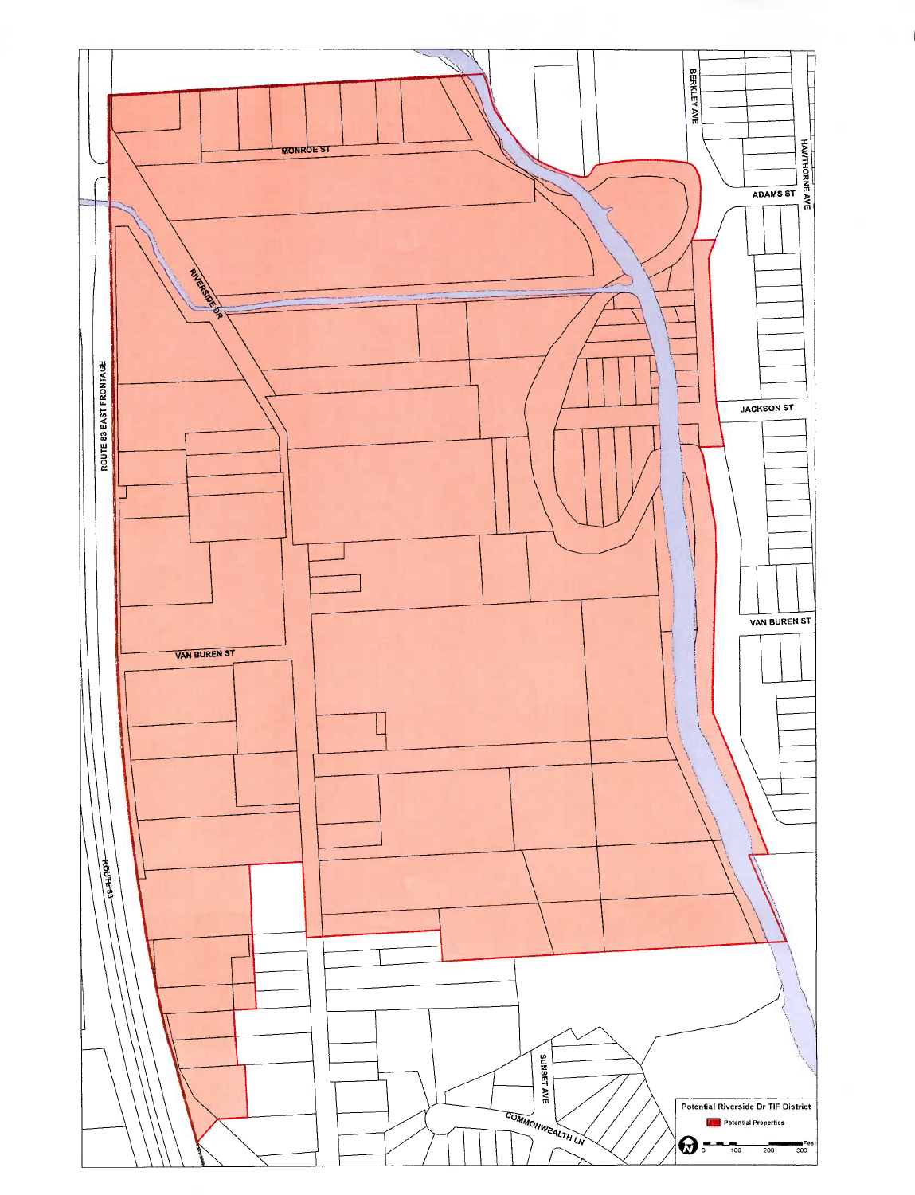BERKLEY AVE

HAWTHORNE AVE

MONROE ST

ADAMS ST

RIVERSIDE DR

JACKSON ST

ROUTE 83 EAST FRONTAGE

VAN BUREN ST

VAN BUREN ST

ROUTE 83

SUNSET AVE

COMMONWEALTH LN

**Potential Riverside Dr TIF District**

Potential Properties

0 100 200 300 Feet